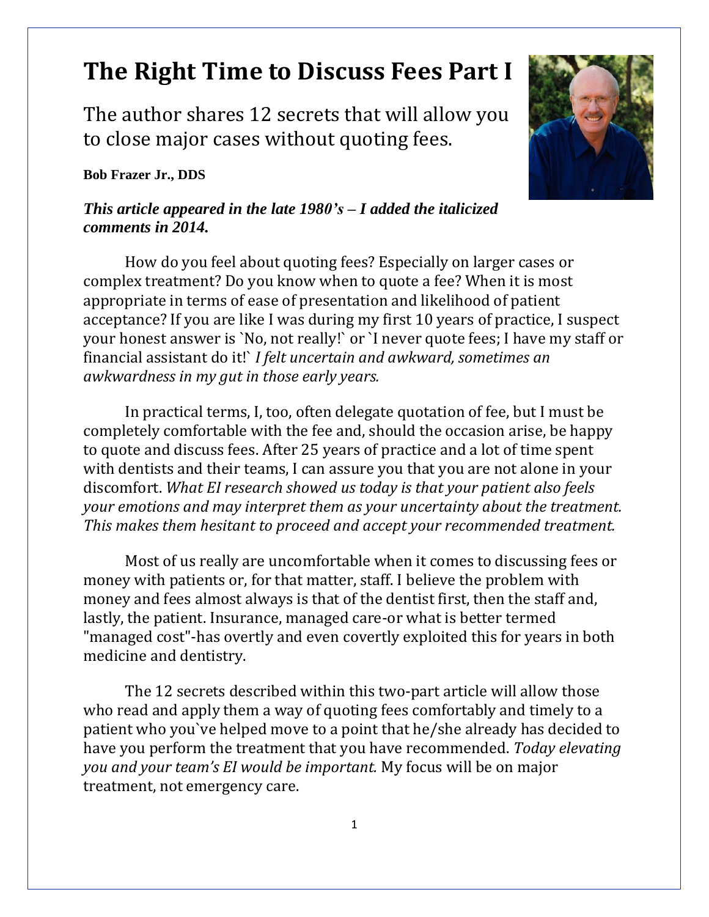# The Right Time to Discuss Fees Part I

The author shares 12 secrets that will allow you to close major cases without quoting fees.

**Bob Frazer Jr., DDS**

***This article appeared in the late 1980's – I added the italicized comments in 2014.***

How do you feel about quoting fees? Especially on larger cases or complex treatment? Do you know when to quote a fee? When it is most appropriate in terms of ease of presentation and likelihood of patient acceptance? If you are like I was during my first 10 years of practice, I suspect your honest answer is `No, not really!` or `I never quote fees; I have my staff or financial assistant do it!` *I felt uncertain and awkward, sometimes an awkwardness in my gut in those early years.*

In practical terms, I, too, often delegate quotation of fee, but I must be completely comfortable with the fee and, should the occasion arise, be happy to quote and discuss fees. After 25 years of practice and a lot of time spent with dentists and their teams, I can assure you that you are not alone in your discomfort. *What EI research showed us today is that your patient also feels your emotions and may interpret them as your uncertainty about the treatment. This makes them hesitant to proceed and accept your recommended treatment.*

Most of us really are uncomfortable when it comes to discussing fees or money with patients or, for that matter, staff. I believe the problem with money and fees almost always is that of the dentist first, then the staff and, lastly, the patient. Insurance, managed care-or what is better termed "managed cost"-has overtly and even covertly exploited this for years in both medicine and dentistry.

The 12 secrets described within this two-part article will allow those who read and apply them a way of quoting fees comfortably and timely to a patient who you`ve helped move to a point that he/she already has decided to have you perform the treatment that you have recommended. *Today elevating you and your team's EI would be important.* My focus will be on major treatment, not emergency care.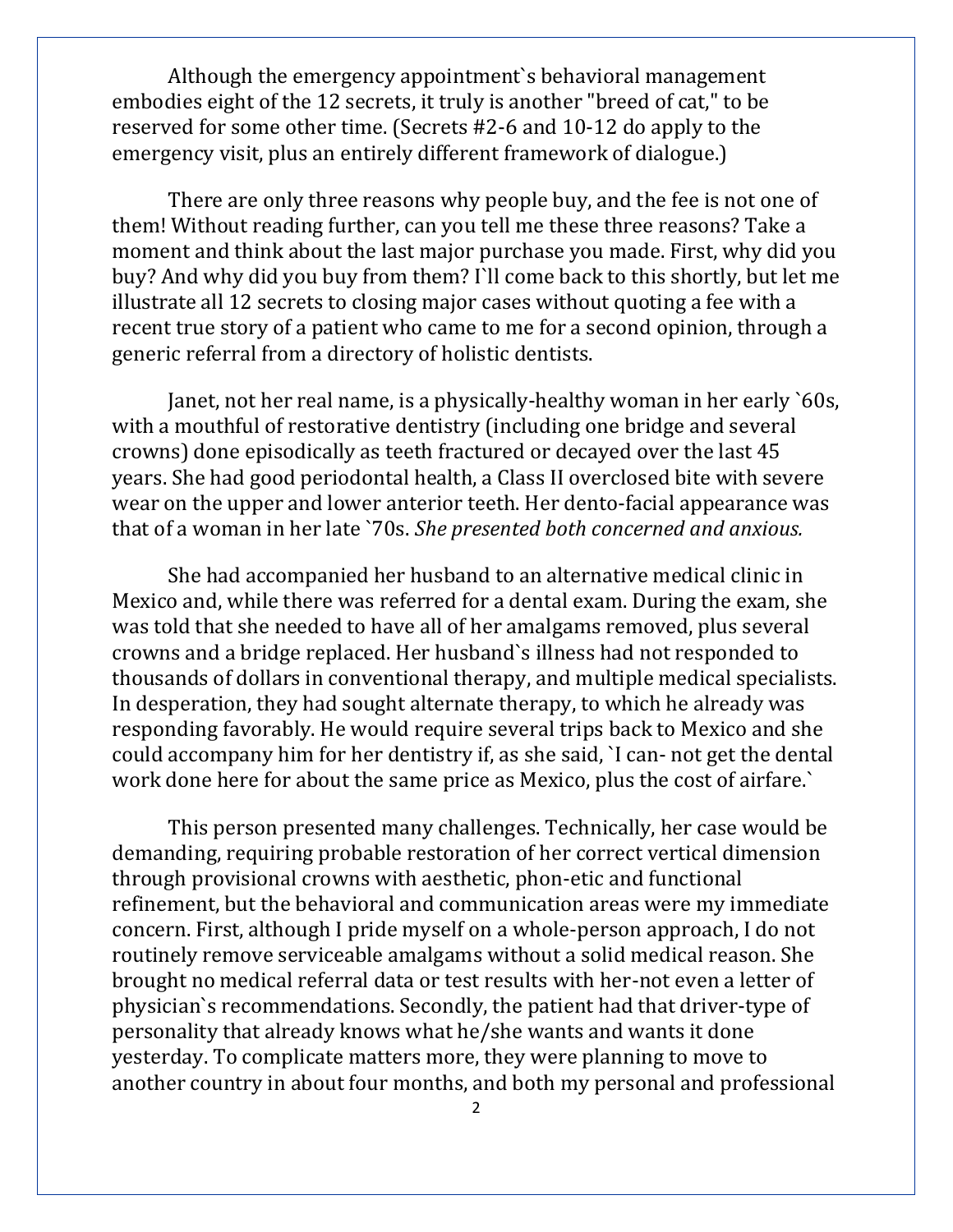Although the emergency appointment`s behavioral management embodies eight of the 12 secrets, it truly is another "breed of cat," to be reserved for some other time. (Secrets #2-6 and 10-12 do apply to the emergency visit, plus an entirely different framework of dialogue.)

There are only three reasons why people buy, and the fee is not one of them! Without reading further, can you tell me these three reasons? Take a moment and think about the last major purchase you made. First, why did you buy? And why did you buy from them? I`ll come back to this shortly, but let me illustrate all 12 secrets to closing major cases without quoting a fee with a recent true story of a patient who came to me for a second opinion, through a generic referral from a directory of holistic dentists.

Janet, not her real name, is a physically-healthy woman in her early `60s, with a mouthful of restorative dentistry (including one bridge and several crowns) done episodically as teeth fractured or decayed over the last 45 years. She had good periodontal health, a Class II overclosed bite with severe wear on the upper and lower anterior teeth. Her dento-facial appearance was that of a woman in her late `70s. *She presented both concerned and anxious.*

She had accompanied her husband to an alternative medical clinic in Mexico and, while there was referred for a dental exam. During the exam, she was told that she needed to have all of her amalgams removed, plus several crowns and a bridge replaced. Her husband`s illness had not responded to thousands of dollars in conventional therapy, and multiple medical specialists. In desperation, they had sought alternate therapy, to which he already was responding favorably. He would require several trips back to Mexico and she could accompany him for her dentistry if, as she said, `I can- not get the dental work done here for about the same price as Mexico, plus the cost of airfare.`

This person presented many challenges. Technically, her case would be demanding, requiring probable restoration of her correct vertical dimension through provisional crowns with aesthetic, phon-etic and functional refinement, but the behavioral and communication areas were my immediate concern. First, although I pride myself on a whole-person approach, I do not routinely remove serviceable amalgams without a solid medical reason. She brought no medical referral data or test results with her-not even a letter of physician`s recommendations. Secondly, the patient had that driver-type of personality that already knows what he/she wants and wants it done yesterday. To complicate matters more, they were planning to move to another country in about four months, and both my personal and professional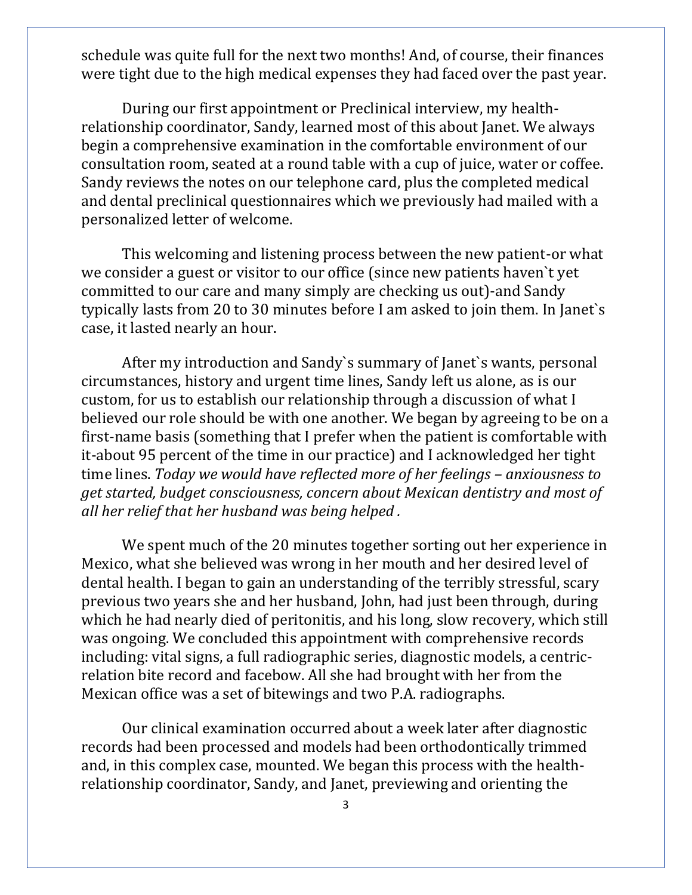schedule was quite full for the next two months! And, of course, their finances were tight due to the high medical expenses they had faced over the past year.

During our first appointment or Preclinical interview, my health-relationship coordinator, Sandy, learned most of this about Janet. We always begin a comprehensive examination in the comfortable environment of our consultation room, seated at a round table with a cup of juice, water or coffee. Sandy reviews the notes on our telephone card, plus the completed medical and dental preclinical questionnaires which we previously had mailed with a personalized letter of welcome.

This welcoming and listening process between the new patient-or what we consider a guest or visitor to our office (since new patients haven`t yet committed to our care and many simply are checking us out)-and Sandy typically lasts from 20 to 30 minutes before I am asked to join them. In Janet`s case, it lasted nearly an hour.

After my introduction and Sandy`s summary of Janet`s wants, personal circumstances, history and urgent time lines, Sandy left us alone, as is our custom, for us to establish our relationship through a discussion of what I believed our role should be with one another. We began by agreeing to be on a first-name basis (something that I prefer when the patient is comfortable with it-about 95 percent of the time in our practice) and I acknowledged her tight time lines. *Today we would have reflected more of her feelings – anxiousness to get started, budget consciousness, concern about Mexican dentistry and most of all her relief that her husband was being helped .*

We spent much of the 20 minutes together sorting out her experience in Mexico, what she believed was wrong in her mouth and her desired level of dental health. I began to gain an understanding of the terribly stressful, scary previous two years she and her husband, John, had just been through, during which he had nearly died of peritonitis, and his long, slow recovery, which still was ongoing. We concluded this appointment with comprehensive records including: vital signs, a full radiographic series, diagnostic models, a centric-relation bite record and facebow. All she had brought with her from the Mexican office was a set of bitewings and two P.A. radiographs.

Our clinical examination occurred about a week later after diagnostic records had been processed and models had been orthodontically trimmed and, in this complex case, mounted. We began this process with the health-relationship coordinator, Sandy, and Janet, previewing and orienting the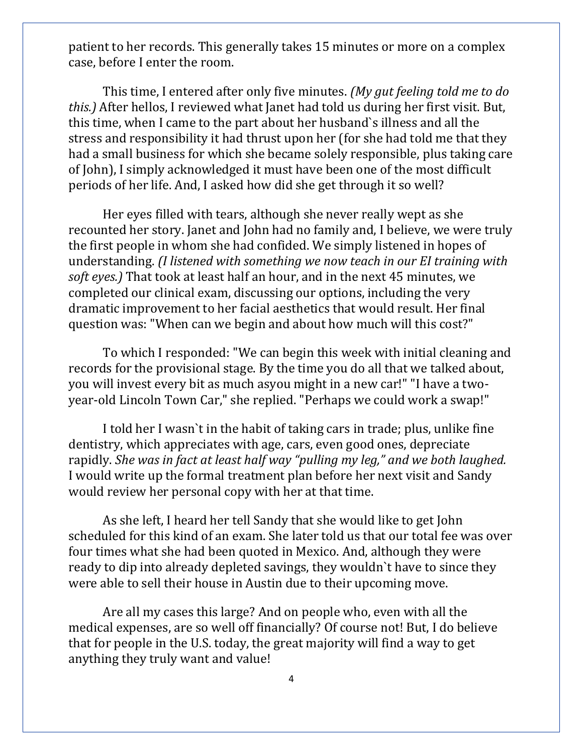patient to her records. This generally takes 15 minutes or more on a complex case, before I enter the room.

This time, I entered after only five minutes. *(My gut feeling told me to do this.)* After hellos, I reviewed what Janet had told us during her first visit. But, this time, when I came to the part about her husband`s illness and all the stress and responsibility it had thrust upon her (for she had told me that they had a small business for which she became solely responsible, plus taking care of John), I simply acknowledged it must have been one of the most difficult periods of her life. And, I asked how did she get through it so well?

Her eyes filled with tears, although she never really wept as she recounted her story. Janet and John had no family and, I believe, we were truly the first people in whom she had confided. We simply listened in hopes of understanding. *(I listened with something we now teach in our EI training with soft eyes.)* That took at least half an hour, and in the next 45 minutes, we completed our clinical exam, discussing our options, including the very dramatic improvement to her facial aesthetics that would result. Her final question was: "When can we begin and about how much will this cost?"

To which I responded: "We can begin this week with initial cleaning and records for the provisional stage. By the time you do all that we talked about, you will invest every bit as much asyou might in a new car!" "I have a two-year-old Lincoln Town Car," she replied. "Perhaps we could work a swap!"

I told her I wasn`t in the habit of taking cars in trade; plus, unlike fine dentistry, which appreciates with age, cars, even good ones, depreciate rapidly. *She was in fact at least half way "pulling my leg," and we both laughed.* I would write up the formal treatment plan before her next visit and Sandy would review her personal copy with her at that time.

As she left, I heard her tell Sandy that she would like to get John scheduled for this kind of an exam. She later told us that our total fee was over four times what she had been quoted in Mexico. And, although they were ready to dip into already depleted savings, they wouldn`t have to since they were able to sell their house in Austin due to their upcoming move.

Are all my cases this large? And on people who, even with all the medical expenses, are so well off financially? Of course not! But, I do believe that for people in the U.S. today, the great majority will find a way to get anything they truly want and value!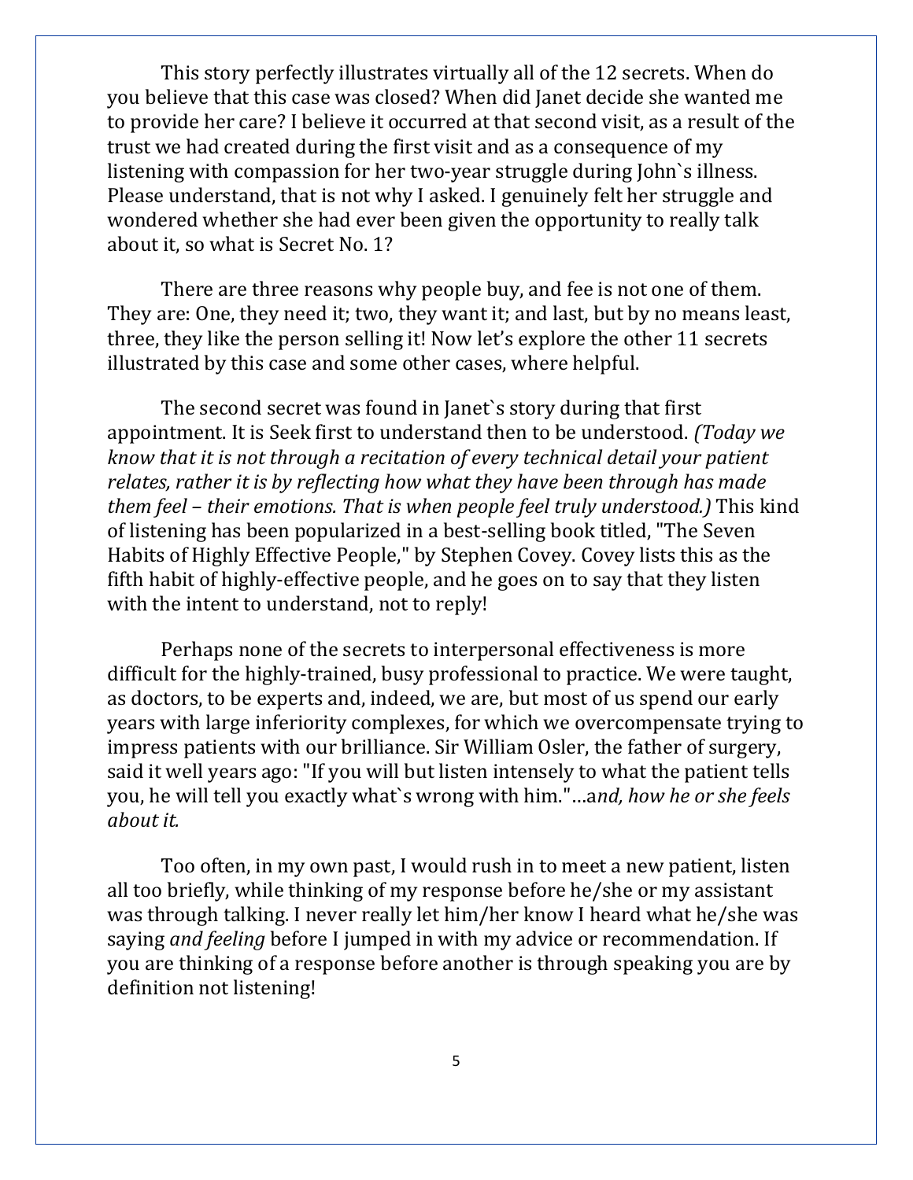This story perfectly illustrates virtually all of the 12 secrets. When do you believe that this case was closed? When did Janet decide she wanted me to provide her care? I believe it occurred at that second visit, as a result of the trust we had created during the first visit and as a consequence of my listening with compassion for her two-year struggle during John`s illness. Please understand, that is not why I asked. I genuinely felt her struggle and wondered whether she had ever been given the opportunity to really talk about it, so what is Secret No. 1?

There are three reasons why people buy, and fee is not one of them. They are: One, they need it; two, they want it; and last, but by no means least, three, they like the person selling it! Now let's explore the other 11 secrets illustrated by this case and some other cases, where helpful.

The second secret was found in Janet`s story during that first appointment. It is Seek first to understand then to be understood. *(Today we know that it is not through a recitation of every technical detail your patient relates, rather it is by reflecting how what they have been through has made them feel – their emotions. That is when people feel truly understood.)* This kind of listening has been popularized in a best-selling book titled, "The Seven Habits of Highly Effective People," by Stephen Covey. Covey lists this as the fifth habit of highly-effective people, and he goes on to say that they listen with the intent to understand, not to reply!

Perhaps none of the secrets to interpersonal effectiveness is more difficult for the highly-trained, busy professional to practice. We were taught, as doctors, to be experts and, indeed, we are, but most of us spend our early years with large inferiority complexes, for which we overcompensate trying to impress patients with our brilliance. Sir William Osler, the father of surgery, said it well years ago: "If you will but listen intensely to what the patient tells you, he will tell you exactly what`s wrong with him."…a*nd, how he or she feels about it.*

Too often, in my own past, I would rush in to meet a new patient, listen all too briefly, while thinking of my response before he/she or my assistant was through talking. I never really let him/her know I heard what he/she was saying *and feeling* before I jumped in with my advice or recommendation. If you are thinking of a response before another is through speaking you are by definition not listening!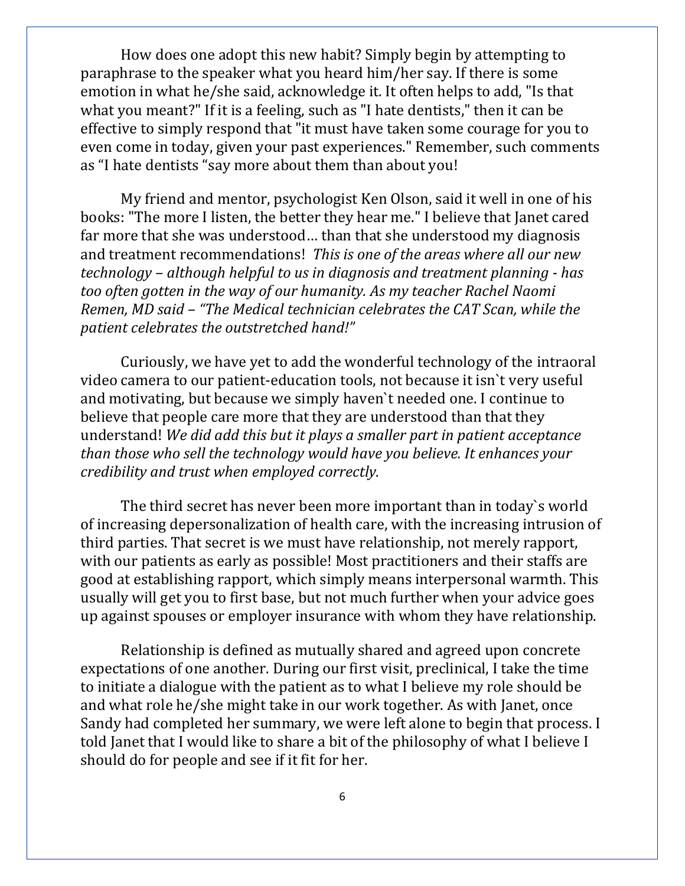How does one adopt this new habit? Simply begin by attempting to paraphrase to the speaker what you heard him/her say. If there is some emotion in what he/she said, acknowledge it. It often helps to add, "Is that what you meant?" If it is a feeling, such as "I hate dentists," then it can be effective to simply respond that "it must have taken some courage for you to even come in today, given your past experiences." Remember, such comments as "I hate dentists "say more about them than about you!

My friend and mentor, psychologist Ken Olson, said it well in one of his books: "The more I listen, the better they hear me." I believe that Janet cared far more that she was understood… than that she understood my diagnosis and treatment recommendations! *This is one of the areas where all our new technology – although helpful to us in diagnosis and treatment planning - has too often gotten in the way of our humanity. As my teacher Rachel Naomi Remen, MD said – "The Medical technician celebrates the CAT Scan, while the patient celebrates the outstretched hand!"*

Curiously, we have yet to add the wonderful technology of the intraoral video camera to our patient-education tools, not because it isn`t very useful and motivating, but because we simply haven`t needed one. I continue to believe that people care more that they are understood than that they understand! *We did add this but it plays a smaller part in patient acceptance than those who sell the technology would have you believe. It enhances your credibility and trust when employed correctly.*

The third secret has never been more important than in today`s world of increasing depersonalization of health care, with the increasing intrusion of third parties. That secret is we must have relationship, not merely rapport, with our patients as early as possible! Most practitioners and their staffs are good at establishing rapport, which simply means interpersonal warmth. This usually will get you to first base, but not much further when your advice goes up against spouses or employer insurance with whom they have relationship.

Relationship is defined as mutually shared and agreed upon concrete expectations of one another. During our first visit, preclinical, I take the time to initiate a dialogue with the patient as to what I believe my role should be and what role he/she might take in our work together. As with Janet, once Sandy had completed her summary, we were left alone to begin that process. I told Janet that I would like to share a bit of the philosophy of what I believe I should do for people and see if it fit for her.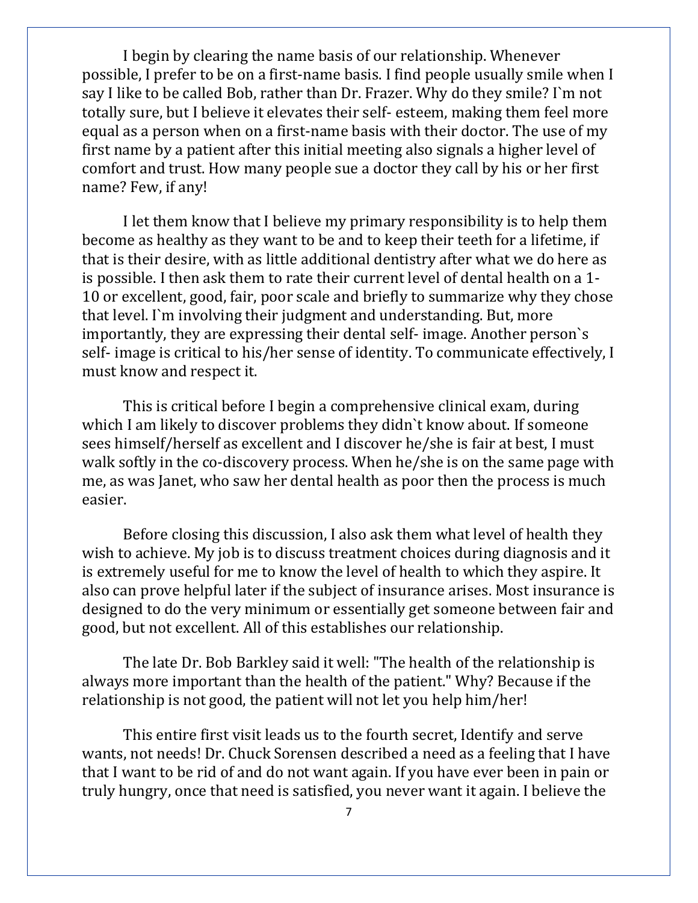I begin by clearing the name basis of our relationship. Whenever possible, I prefer to be on a first-name basis. I find people usually smile when I say I like to be called Bob, rather than Dr. Frazer. Why do they smile? I`m not totally sure, but I believe it elevates their self- esteem, making them feel more equal as a person when on a first-name basis with their doctor. The use of my first name by a patient after this initial meeting also signals a higher level of comfort and trust. How many people sue a doctor they call by his or her first name? Few, if any!

I let them know that I believe my primary responsibility is to help them become as healthy as they want to be and to keep their teeth for a lifetime, if that is their desire, with as little additional dentistry after what we do here as is possible. I then ask them to rate their current level of dental health on a 1-10 or excellent, good, fair, poor scale and briefly to summarize why they chose that level. I`m involving their judgment and understanding. But, more importantly, they are expressing their dental self- image. Another person`s self- image is critical to his/her sense of identity. To communicate effectively, I must know and respect it.

This is critical before I begin a comprehensive clinical exam, during which I am likely to discover problems they didn`t know about. If someone sees himself/herself as excellent and I discover he/she is fair at best, I must walk softly in the co-discovery process. When he/she is on the same page with me, as was Janet, who saw her dental health as poor then the process is much easier.

Before closing this discussion, I also ask them what level of health they wish to achieve. My job is to discuss treatment choices during diagnosis and it is extremely useful for me to know the level of health to which they aspire. It also can prove helpful later if the subject of insurance arises. Most insurance is designed to do the very minimum or essentially get someone between fair and good, but not excellent. All of this establishes our relationship.

The late Dr. Bob Barkley said it well: "The health of the relationship is always more important than the health of the patient." Why? Because if the relationship is not good, the patient will not let you help him/her!

This entire first visit leads us to the fourth secret, Identify and serve wants, not needs! Dr. Chuck Sorensen described a need as a feeling that I have that I want to be rid of and do not want again. If you have ever been in pain or truly hungry, once that need is satisfied, you never want it again. I believe the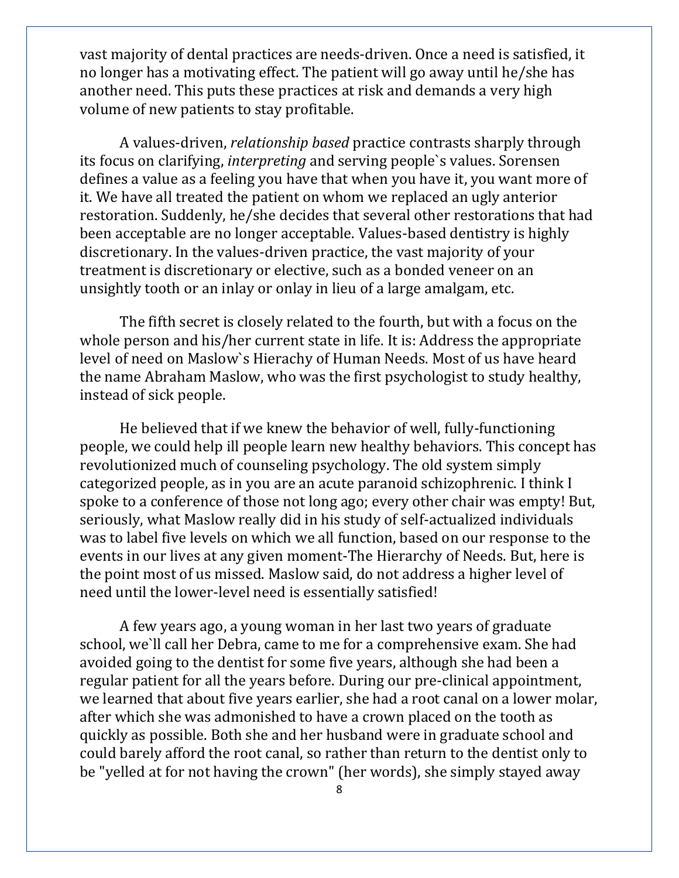vast majority of dental practices are needs-driven. Once a need is satisfied, it no longer has a motivating effect. The patient will go away until he/she has another need. This puts these practices at risk and demands a very high volume of new patients to stay profitable.

A values-driven, *relationship based* practice contrasts sharply through its focus on clarifying, *interpreting* and serving people`s values. Sorensen defines a value as a feeling you have that when you have it, you want more of it. We have all treated the patient on whom we replaced an ugly anterior restoration. Suddenly, he/she decides that several other restorations that had been acceptable are no longer acceptable. Values-based dentistry is highly discretionary. In the values-driven practice, the vast majority of your treatment is discretionary or elective, such as a bonded veneer on an unsightly tooth or an inlay or onlay in lieu of a large amalgam, etc.

The fifth secret is closely related to the fourth, but with a focus on the whole person and his/her current state in life. It is: Address the appropriate level of need on Maslow`s Hierachy of Human Needs. Most of us have heard the name Abraham Maslow, who was the first psychologist to study healthy, instead of sick people.

He believed that if we knew the behavior of well, fully-functioning people, we could help ill people learn new healthy behaviors. This concept has revolutionized much of counseling psychology. The old system simply categorized people, as in you are an acute paranoid schizophrenic. I think I spoke to a conference of those not long ago; every other chair was empty! But, seriously, what Maslow really did in his study of self-actualized individuals was to label five levels on which we all function, based on our response to the events in our lives at any given moment-The Hierarchy of Needs. But, here is the point most of us missed. Maslow said, do not address a higher level of need until the lower-level need is essentially satisfied!

A few years ago, a young woman in her last two years of graduate school, we`ll call her Debra, came to me for a comprehensive exam. She had avoided going to the dentist for some five years, although she had been a regular patient for all the years before. During our pre-clinical appointment, we learned that about five years earlier, she had a root canal on a lower molar, after which she was admonished to have a crown placed on the tooth as quickly as possible. Both she and her husband were in graduate school and could barely afford the root canal, so rather than return to the dentist only to be "yelled at for not having the crown" (her words), she simply stayed away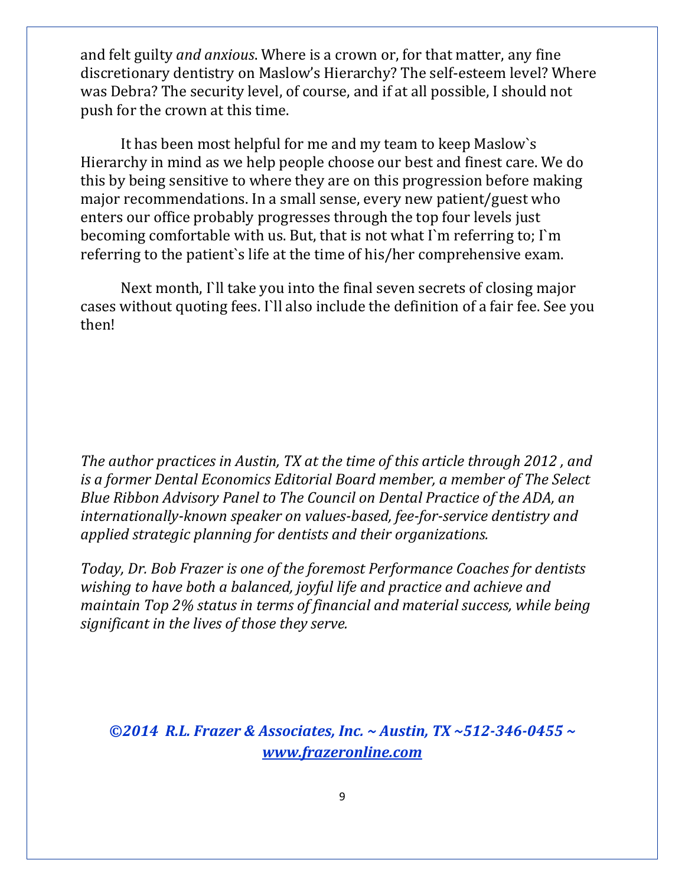and felt guilty *and anxious*. Where is a crown or, for that matter, any fine discretionary dentistry on Maslow's Hierarchy? The self-esteem level? Where was Debra? The security level, of course, and if at all possible, I should not push for the crown at this time.

It has been most helpful for me and my team to keep Maslow`s Hierarchy in mind as we help people choose our best and finest care. We do this by being sensitive to where they are on this progression before making major recommendations. In a small sense, every new patient/guest who enters our office probably progresses through the top four levels just becoming comfortable with us. But, that is not what I`m referring to; I`m referring to the patient`s life at the time of his/her comprehensive exam.

Next month, I`ll take you into the final seven secrets of closing major cases without quoting fees. I`ll also include the definition of a fair fee. See you then!

*The author practices in Austin, TX at the time of this article through 2012 , and is a former Dental Economics Editorial Board member, a member of The Select Blue Ribbon Advisory Panel to The Council on Dental Practice of the ADA, an internationally-known speaker on values-based, fee-for-service dentistry and applied strategic planning for dentists and their organizations.*

*Today, Dr. Bob Frazer is one of the foremost Performance Coaches for dentists wishing to have both a balanced, joyful life and practice and achieve and maintain Top 2% status in terms of financial and material success, while being significant in the lives of those they serve.*

***©2014 R.L. Frazer & Associates, Inc. ~ Austin, TX ~512-346-0455 ~ [www.frazeronline.com](http://www.frazeronline.com)***